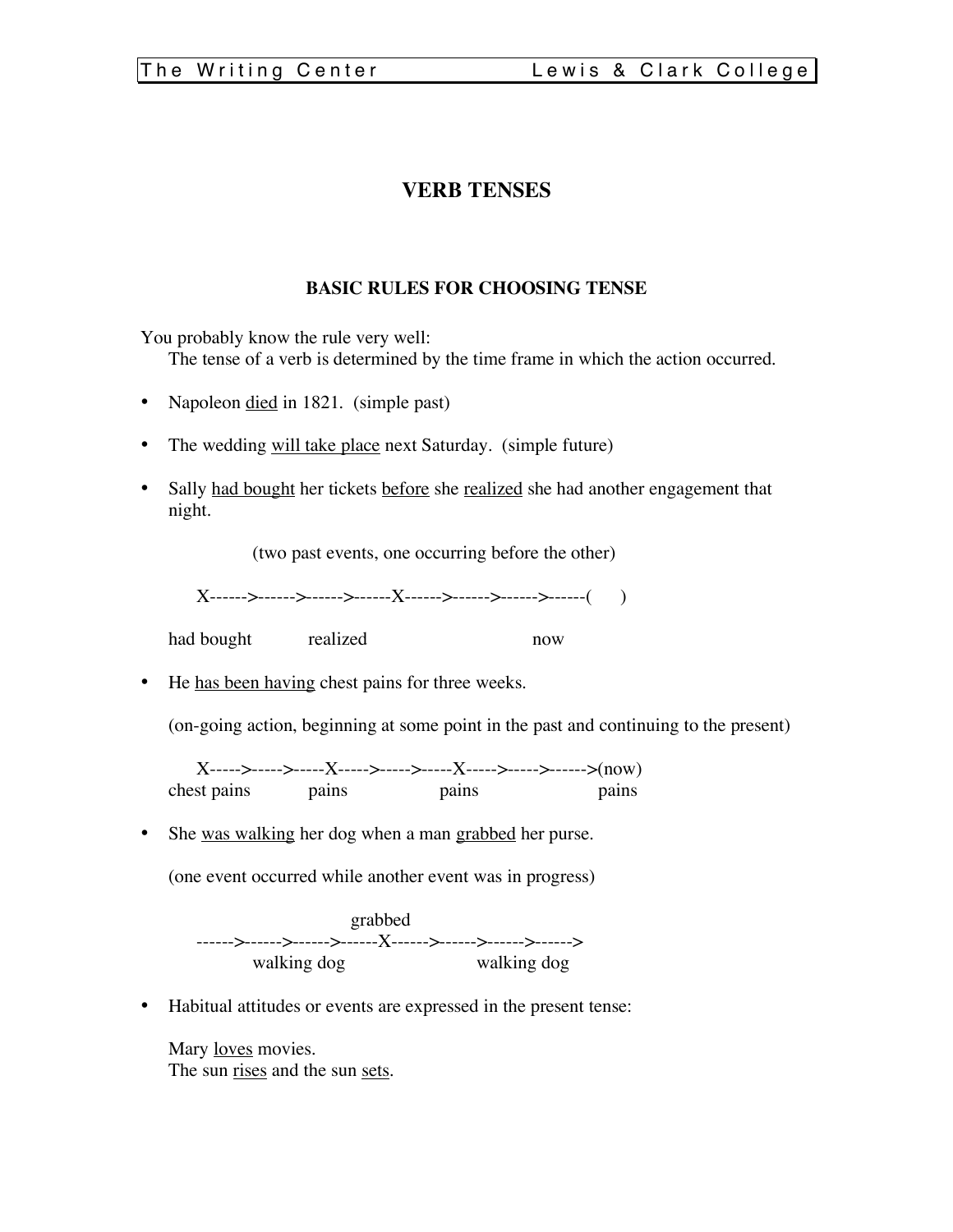# VERB TENSES

## BASIC RULES FOR CHOOSING TENSE

You probably know the rule very well:
The tense of a verb is determined by the time frame in which the action occurred.

- Napoleon <u>died</u> in 1821. (simple past)

- The wedding <u>will take place</u> next Saturday. (simple future)

- Sally <u>had bought</u> her tickets <u>before</u> she <u>realized</u> she had another engagement that night.

  (two past events, one occurring before the other)

```
X------>------>------>------X------>------>------>------(     )
had bought          realized                         now
```

- He <u>has been having</u> chest pains for three weeks.

  (on-going action, beginning at some point in the past and continuing to the present)

```
  X----->----->-----X----->----->-----X----->----->------>(now)
chest pains        pains          pains              pains
```

- She <u>was walking</u> her dog when a man <u>grabbed</u> her purse.

  (one event occurred while another event was in progress)

```
                         grabbed
------>------>------>------X------>------>------>------>
         walking dog                  walking dog
```

- Habitual attitudes or events are expressed in the present tense:

  Mary <u>loves</u> movies.
  The sun <u>rises</u> and the sun <u>sets</u>.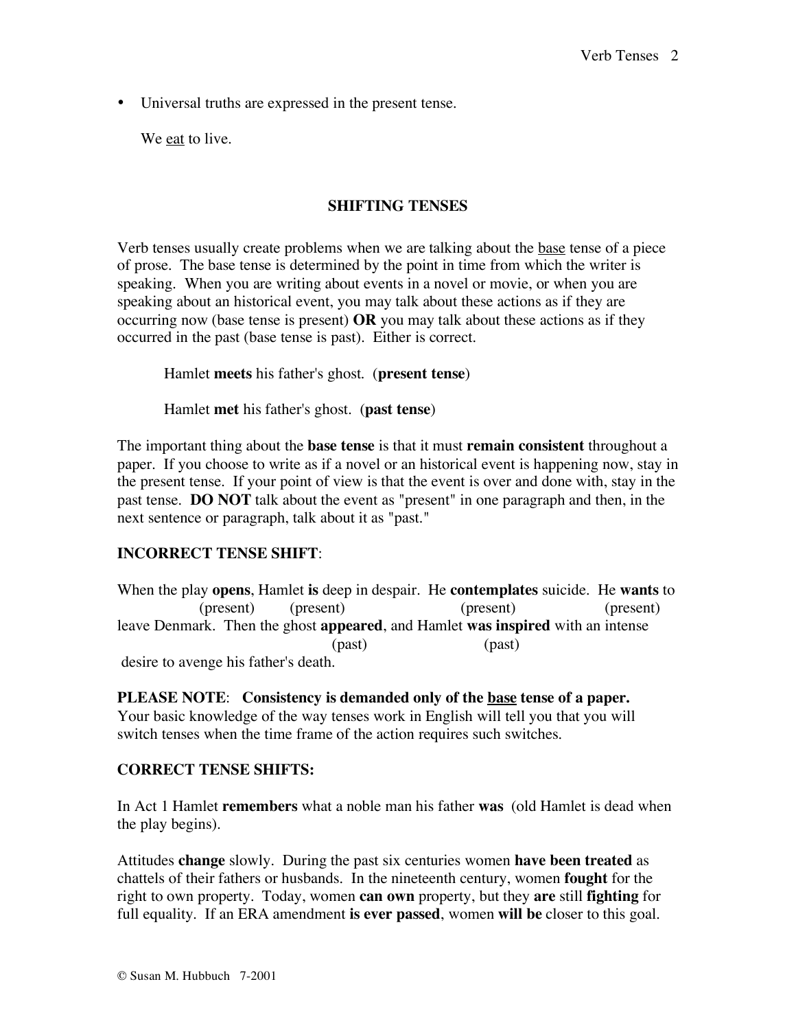- Universal truths are expressed in the present tense.

  We <u>eat</u> to live.

**SHIFTING TENSES**

Verb tenses usually create problems when we are talking about the <u>base</u> tense of a piece of prose. The base tense is determined by the point in time from which the writer is speaking. When you are writing about events in a novel or movie, or when you are speaking about an historical event, you may talk about these actions as if they are occurring now (base tense is present) **OR** you may talk about these actions as if they occurred in the past (base tense is past). Either is correct.

> Hamlet **meets** his father's ghost. (**present tense**)
>
> Hamlet **met** his father's ghost. (**past tense**)

The important thing about the **base tense** is that it must **remain consistent** throughout a paper. If you choose to write as if a novel or an historical event is happening now, stay in the present tense. If your point of view is that the event is over and done with, stay in the past tense. **DO NOT** talk about the event as "present" in one paragraph and then, in the next sentence or paragraph, talk about it as "past."

**INCORRECT TENSE SHIFT**:

When the play **opens** (present), Hamlet **is** (present) deep in despair. He **contemplates** (present) suicide. He **wants** (present) to leave Denmark. Then the ghost **appeared** (past), and Hamlet **was inspired** (past) with an intense desire to avenge his father's death.

**PLEASE NOTE**: **Consistency is demanded only of the <u>base</u> tense of a paper.** Your basic knowledge of the way tenses work in English will tell you that you will switch tenses when the time frame of the action requires such switches.

**CORRECT TENSE SHIFTS:**

In Act 1 Hamlet **remembers** what a noble man his father **was** (old Hamlet is dead when the play begins).

Attitudes **change** slowly. During the past six centuries women **have been treated** as chattels of their fathers or husbands. In the nineteenth century, women **fought** for the right to own property. Today, women **can own** property, but they **are** still **fighting** for full equality. If an ERA amendment **is ever passed**, women **will be** closer to this goal.

© Susan M. Hubbuch 7-2001